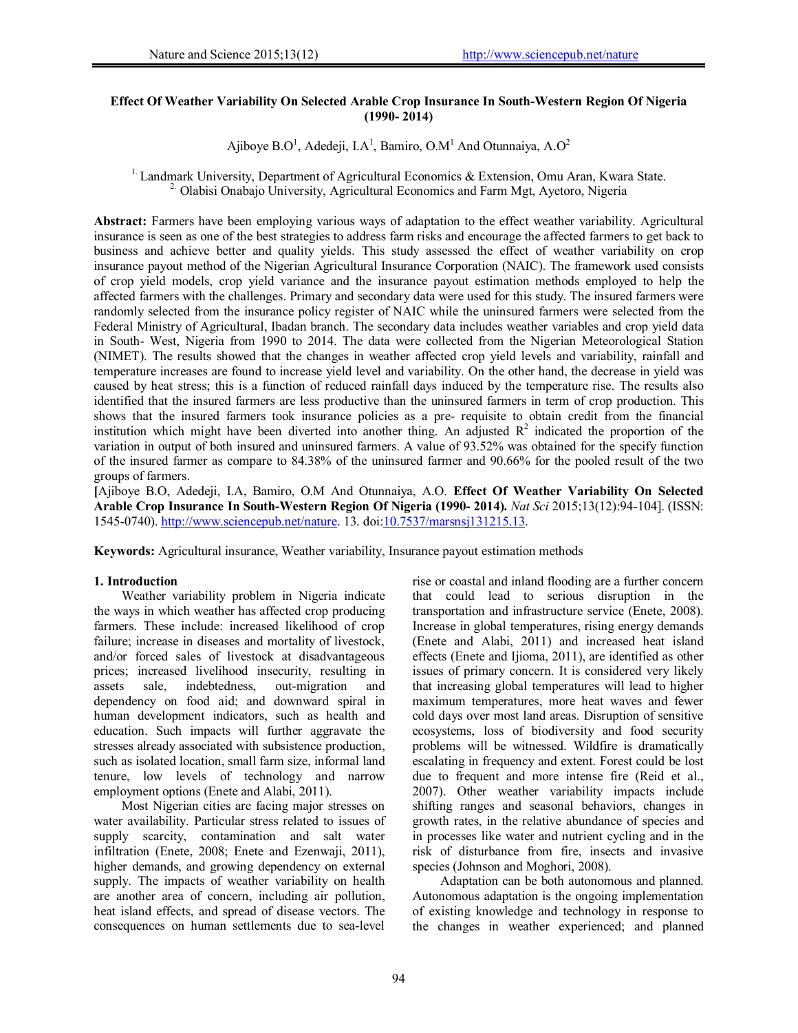# Effect Of Weather Variability On Selected Arable Crop Insurance In South-Western Region Of Nigeria (1990- 2014)

Ajiboye B.O[1], Adedeji, I.A[1], Bamiro, O.M[1] And Otunnaiya, A.O[2]

[1.] Landmark University, Department of Agricultural Economics & Extension, Omu Aran, Kwara State.
[2.] Olabisi Onabajo University, Agricultural Economics and Farm Mgt, Ayetoro, Nigeria

**Abstract:** Farmers have been employing various ways of adaptation to the effect weather variability. Agricultural insurance is seen as one of the best strategies to address farm risks and encourage the affected farmers to get back to business and achieve better and quality yields. This study assessed the effect of weather variability on crop insurance payout method of the Nigerian Agricultural Insurance Corporation (NAIC). The framework used consists of crop yield models, crop yield variance and the insurance payout estimation methods employed to help the affected farmers with the challenges. Primary and secondary data were used for this study. The insured farmers were randomly selected from the insurance policy register of NAIC while the uninsured farmers were selected from the Federal Ministry of Agricultural, Ibadan branch. The secondary data includes weather variables and crop yield data in South- West, Nigeria from 1990 to 2014. The data were collected from the Nigerian Meteorological Station (NIMET). The results showed that the changes in weather affected crop yield levels and variability, rainfall and temperature increases are found to increase yield level and variability. On the other hand, the decrease in yield was caused by heat stress; this is a function of reduced rainfall days induced by the temperature rise. The results also identified that the insured farmers are less productive than the uninsured farmers in term of crop production. This shows that the insured farmers took insurance policies as a pre- requisite to obtain credit from the financial institution which might have been diverted into another thing. An adjusted $R^2$ indicated the proportion of the variation in output of both insured and uninsured farmers. A value of 93.52% was obtained for the specify function of the insured farmer as compare to 84.38% of the uninsured farmer and 90.66% for the pooled result of the two groups of farmers.

**[**Ajiboye B.O, Adedeji, I.A, Bamiro, O.M And Otunnaiya, A.O. **Effect Of Weather Variability On Selected Arable Crop Insurance In South-Western Region Of Nigeria (1990- 2014).** *Nat Sci* 2015;13(12):94-104]. (ISSN: 1545-0740). http://www.sciencepub.net/nature. 13. doi:10.7537/marsnsj131215.13.

**Keywords:** Agricultural insurance, Weather variability, Insurance payout estimation methods

## 1. Introduction

Weather variability problem in Nigeria indicate the ways in which weather has affected crop producing farmers. These include: increased likelihood of crop failure; increase in diseases and mortality of livestock, and/or forced sales of livestock at disadvantageous prices; increased livelihood insecurity, resulting in assets sale, indebtedness, out-migration and dependency on food aid; and downward spiral in human development indicators, such as health and education. Such impacts will further aggravate the stresses already associated with subsistence production, such as isolated location, small farm size, informal land tenure, low levels of technology and narrow employment options (Enete and Alabi, 2011).

Most Nigerian cities are facing major stresses on water availability. Particular stress related to issues of supply scarcity, contamination and salt water infiltration (Enete, 2008; Enete and Ezenwaji, 2011), higher demands, and growing dependency on external supply. The impacts of weather variability on health are another area of concern, including air pollution, heat island effects, and spread of disease vectors. The consequences on human settlements due to sea-level rise or coastal and inland flooding are a further concern that could lead to serious disruption in the transportation and infrastructure service (Enete, 2008). Increase in global temperatures, rising energy demands (Enete and Alabi, 2011) and increased heat island effects (Enete and Ijioma, 2011), are identified as other issues of primary concern. It is considered very likely that increasing global temperatures will lead to higher maximum temperatures, more heat waves and fewer cold days over most land areas. Disruption of sensitive ecosystems, loss of biodiversity and food security problems will be witnessed. Wildfire is dramatically escalating in frequency and extent. Forest could be lost due to frequent and more intense fire (Reid et al., 2007). Other weather variability impacts include shifting ranges and seasonal behaviors, changes in growth rates, in the relative abundance of species and in processes like water and nutrient cycling and in the risk of disturbance from fire, insects and invasive species (Johnson and Moghori, 2008).

Adaptation can be both autonomous and planned. Autonomous adaptation is the ongoing implementation of existing knowledge and technology in response to the changes in weather experienced; and planned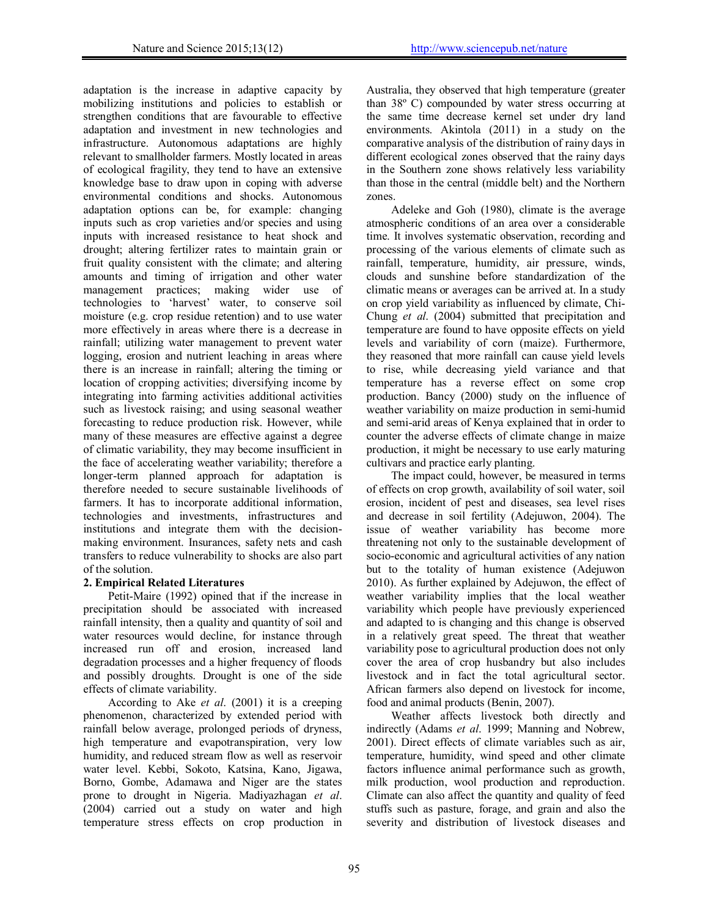adaptation is the increase in adaptive capacity by mobilizing institutions and policies to establish or strengthen conditions that are favourable to effective adaptation and investment in new technologies and infrastructure. Autonomous adaptations are highly relevant to smallholder farmers. Mostly located in areas of ecological fragility, they tend to have an extensive knowledge base to draw upon in coping with adverse environmental conditions and shocks. Autonomous adaptation options can be, for example: changing inputs such as crop varieties and/or species and using inputs with increased resistance to heat shock and drought; altering fertilizer rates to maintain grain or fruit quality consistent with the climate; and altering amounts and timing of irrigation and other water management practices; making wider use of technologies to 'harvest' water, to conserve soil moisture (e.g. crop residue retention) and to use water more effectively in areas where there is a decrease in rainfall; utilizing water management to prevent water logging, erosion and nutrient leaching in areas where there is an increase in rainfall; altering the timing or location of cropping activities; diversifying income by integrating into farming activities additional activities such as livestock raising; and using seasonal weather forecasting to reduce production risk. However, while many of these measures are effective against a degree of climatic variability, they may become insufficient in the face of accelerating weather variability; therefore a longer-term planned approach for adaptation is therefore needed to secure sustainable livelihoods of farmers. It has to incorporate additional information, technologies and investments, infrastructures and institutions and integrate them with the decision-making environment. Insurances, safety nets and cash transfers to reduce vulnerability to shocks are also part of the solution.

## 2. Empirical Related Literatures

Petit-Maire (1992) opined that if the increase in precipitation should be associated with increased rainfall intensity, then a quality and quantity of soil and water resources would decline, for instance through increased run off and erosion, increased land degradation processes and a higher frequency of floods and possibly droughts. Drought is one of the side effects of climate variability.

According to Ake *et al*. (2001) it is a creeping phenomenon, characterized by extended period with rainfall below average, prolonged periods of dryness, high temperature and evapotranspiration, very low humidity, and reduced stream flow as well as reservoir water level. Kebbi, Sokoto, Katsina, Kano, Jigawa, Borno, Gombe, Adamawa and Niger are the states prone to drought in Nigeria. Madiyazhagan *et al*. (2004) carried out a study on water and high temperature stress effects on crop production in Australia, they observed that high temperature (greater than 38º C) compounded by water stress occurring at the same time decrease kernel set under dry land environments. Akintola (2011) in a study on the comparative analysis of the distribution of rainy days in different ecological zones observed that the rainy days in the Southern zone shows relatively less variability than those in the central (middle belt) and the Northern zones.

Adeleke and Goh (1980), climate is the average atmospheric conditions of an area over a considerable time. It involves systematic observation, recording and processing of the various elements of climate such as rainfall, temperature, humidity, air pressure, winds, clouds and sunshine before standardization of the climatic means or averages can be arrived at. In a study on crop yield variability as influenced by climate, Chi-Chung *et al*. (2004) submitted that precipitation and temperature are found to have opposite effects on yield levels and variability of corn (maize). Furthermore, they reasoned that more rainfall can cause yield levels to rise, while decreasing yield variance and that temperature has a reverse effect on some crop production. Bancy (2000) study on the influence of weather variability on maize production in semi-humid and semi-arid areas of Kenya explained that in order to counter the adverse effects of climate change in maize production, it might be necessary to use early maturing cultivars and practice early planting.

The impact could, however, be measured in terms of effects on crop growth, availability of soil water, soil erosion, incident of pest and diseases, sea level rises and decrease in soil fertility (Adejuwon, 2004). The issue of weather variability has become more threatening not only to the sustainable development of socio-economic and agricultural activities of any nation but to the totality of human existence (Adejuwon 2010). As further explained by Adejuwon, the effect of weather variability implies that the local weather variability which people have previously experienced and adapted to is changing and this change is observed in a relatively great speed. The threat that weather variability pose to agricultural production does not only cover the area of crop husbandry but also includes livestock and in fact the total agricultural sector. African farmers also depend on livestock for income, food and animal products (Benin, 2007).

Weather affects livestock both directly and indirectly (Adams *et al*. 1999; Manning and Nobrew, 2001). Direct effects of climate variables such as air, temperature, humidity, wind speed and other climate factors influence animal performance such as growth, milk production, wool production and reproduction. Climate can also affect the quantity and quality of feed stuffs such as pasture, forage, and grain and also the severity and distribution of livestock diseases and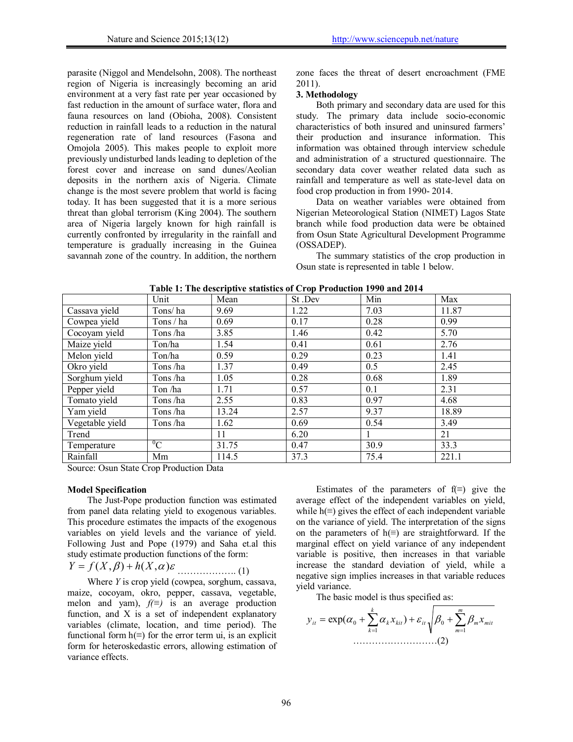parasite (Niggol and Mendelsohn, 2008). The northeast region of Nigeria is increasingly becoming an arid environment at a very fast rate per year occasioned by fast reduction in the amount of surface water, flora and fauna resources on land (Obioha, 2008). Consistent reduction in rainfall leads to a reduction in the natural regeneration rate of land resources (Fasona and Omojola 2005). This makes people to exploit more previously undisturbed lands leading to depletion of the forest cover and increase on sand dunes/Aeolian deposits in the northern axis of Nigeria. Climate change is the most severe problem that world is facing today. It has been suggested that it is a more serious threat than global terrorism (King 2004). The southern area of Nigeria largely known for high rainfall is currently confronted by irregularity in the rainfall and temperature is gradually increasing in the Guinea savannah zone of the country. In addition, the northern zone faces the threat of desert encroachment (FME 2011).

## 3. Methodology

Both primary and secondary data are used for this study. The primary data include socio-economic characteristics of both insured and uninsured farmers' their production and insurance information. This information was obtained through interview schedule and administration of a structured questionnaire. The secondary data cover weather related data such as rainfall and temperature as well as state-level data on food crop production in from 1990- 2014.

Data on weather variables were obtained from Nigerian Meteorological Station (NIMET) Lagos State branch while food production data were be obtained from Osun State Agricultural Development Programme (OSSADEP).

The summary statistics of the crop production in Osun state is represented in table 1 below.

**Table 1: The descriptive statistics of Crop Production 1990 and 2014**

| | Unit | Mean | St .Dev | Min | Max |
|---|---|---|---|---|---|
| Cassava yield | Tons/ ha | 9.69 | 1.22 | 7.03 | 11.87 |
| Cowpea yield | Tons / ha | 0.69 | 0.17 | 0.28 | 0.99 |
| Cocoyam yield | Tons /ha | 3.85 | 1.46 | 0.42 | 5.70 |
| Maize yield | Ton/ha | 1.54 | 0.41 | 0.61 | 2.76 |
| Melon yield | Ton/ha | 0.59 | 0.29 | 0.23 | 1.41 |
| Okro yield | Tons /ha | 1.37 | 0.49 | 0.5 | 2.45 |
| Sorghum yield | Tons /ha | 1.05 | 0.28 | 0.68 | 1.89 |
| Pepper yield | Ton /ha | 1.71 | 0.57 | 0.1 | 2.31 |
| Tomato yield | Tons /ha | 2.55 | 0.83 | 0.97 | 4.68 |
| Yam yield | Tons /ha | 13.24 | 2.57 | 9.37 | 18.89 |
| Vegetable yield | Tons /ha | 1.62 | 0.69 | 0.54 | 3.49 |
| Trend | | 11 | 6.20 | 1 | 21 |
| Temperature | $^0$C | 31.75 | 0.47 | 30.9 | 33.3 |
| Rainfall | Mm | 114.5 | 37.3 | 75.4 | 221.1 |

Source: Osun State Crop Production Data

**Model Specification**

The Just-Pope production function was estimated from panel data relating yield to exogenous variables. This procedure estimates the impacts of the exogenous variables on yield levels and the variance of yield. Following Just and Pope (1979) and Saha et.al this study estimate production functions of the form:

$$Y = f(X,\beta) + h(X,\alpha)\varepsilon \quad \text{.................. (1)}$$

Where *Y* is crop yield (cowpea, sorghum, cassava, maize, cocoyam, okro, pepper, cassava, vegetable, melon and yam), *f(≡)* is an average production function, and X is a set of independent explanatory variables (climate, location, and time period). The functional form h(≡) for the error term ui, is an explicit form for heteroskedastic errors, allowing estimation of variance effects.

Estimates of the parameters of f(≡) give the average effect of the independent variables on yield, while h(≡) gives the effect of each independent variable on the variance of yield. The interpretation of the signs on the parameters of h(≡) are straightforward. If the marginal effect on yield variance of any independent variable is positive, then increases in that variable increase the standard deviation of yield, while a negative sign implies increases in that variable reduces yield variance.

The basic model is thus specified as:

$$y_{it} = \exp(\alpha_0 + \sum_{k=1}^{k}\alpha_k x_{kit}) + \varepsilon_{it}\sqrt{\beta_0 + \sum_{m=1}^{m}\beta_m x_{mit}} \quad \text{...........................(2)}$$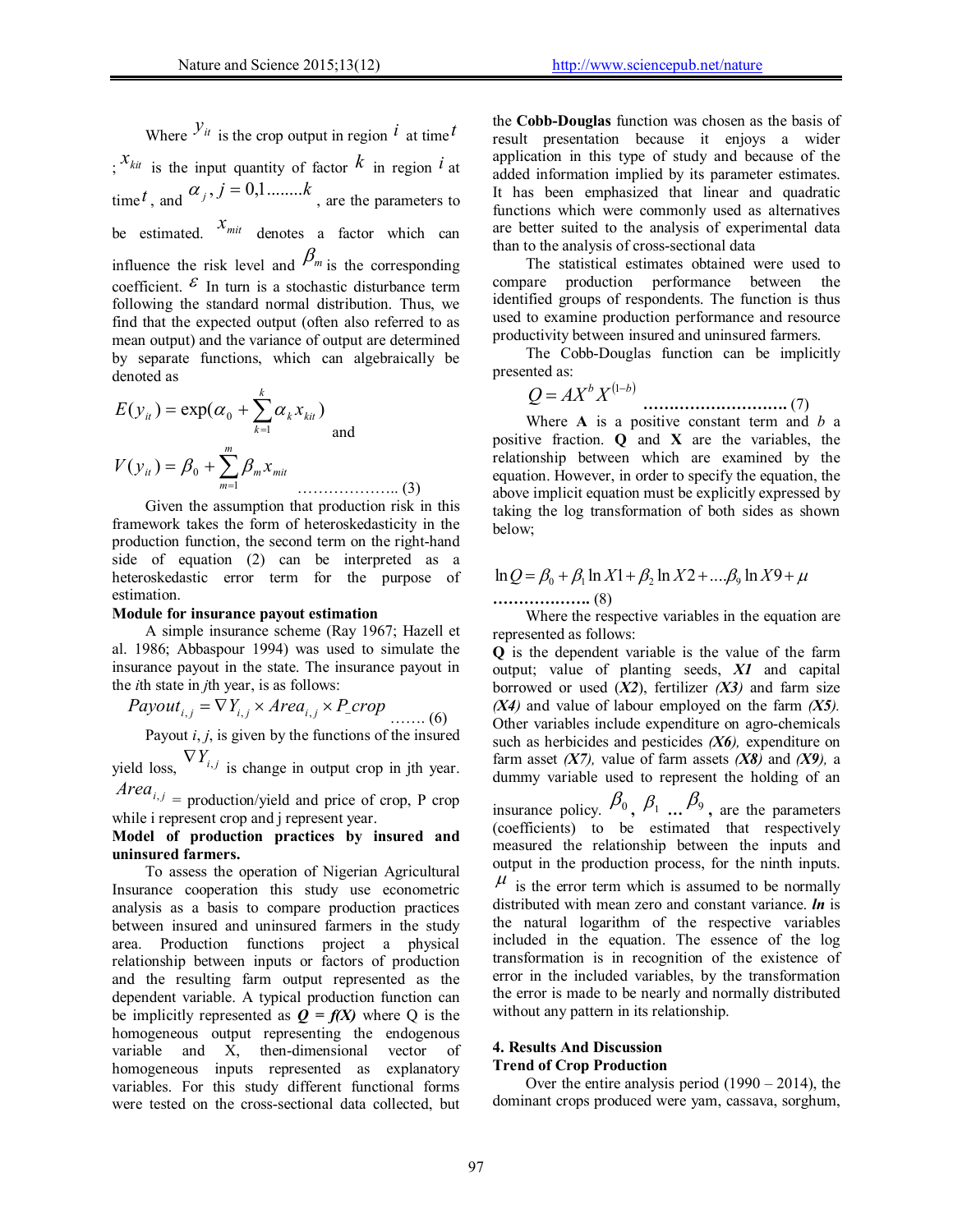Where $y_{it}$ is the crop output in region $i$ at time $t$ ; $x_{kit}$ is the input quantity of factor $k$ in region $i$ at time $t$, and $\alpha_j, j = 0,1........k$, are the parameters to be estimated. $x_{mit}$ denotes a factor which can influence the risk level and $\beta_m$ is the corresponding coefficient. $\varepsilon$ In turn is a stochastic disturbance term following the standard normal distribution. Thus, we find that the expected output (often also referred to as mean output) and the variance of output are determined by separate functions, which can algebraically be denoted as

$$E(y_{it}) = \exp(\alpha_0 + \sum_{k=1}^{k} \alpha_k x_{kit}) \quad \text{and}$$

$$V(y_{it}) = \beta_0 + \sum_{m=1}^{m} \beta_m x_{mit} \quad \text{.................... (3)}$$

Given the assumption that production risk in this framework takes the form of heteroskedasticity in the production function, the second term on the right-hand side of equation (2) can be interpreted as a heteroskedastic error term for the purpose of estimation.

**Module for insurance payout estimation**

A simple insurance scheme (Ray 1967; Hazell et al. 1986; Abbaspour 1994) was used to simulate the insurance payout in the state. The insurance payout in the *i*th state in *j*th year, is as follows:

$$Payout_{i,j} = \nabla Y_{i,j} \times Area_{i,j} \times P\_crop \quad \text{....... (6)}$$

Payout *i*, *j*, is given by the functions of the insured yield loss, $\nabla Y_{i,j}$ is change in output crop in jth year. $Area_{i,j}$ = production/yield and price of crop, P crop while i represent crop and j represent year.

**Model of production practices by insured and uninsured farmers.**

To assess the operation of Nigerian Agricultural Insurance cooperation this study use econometric analysis as a basis to compare production practices between insured and uninsured farmers in the study area. Production functions project a physical relationship between inputs or factors of production and the resulting farm output represented as the dependent variable. A typical production function can be implicitly represented as ***Q = f(X)*** where Q is the homogeneous output representing the endogenous variable and X, then-dimensional vector of homogeneous inputs represented as explanatory variables. For this study different functional forms were tested on the cross-sectional data collected, but the **Cobb-Douglas** function was chosen as the basis of result presentation because it enjoys a wider application in this type of study and because of the added information implied by its parameter estimates. It has been emphasized that linear and quadratic functions which were commonly used as alternatives are better suited to the analysis of experimental data than to the analysis of cross-sectional data

The statistical estimates obtained were used to compare production performance between the identified groups of respondents. The function is thus used to examine production performance and resource productivity between insured and uninsured farmers.

The Cobb-Douglas function can be implicitly presented as:

$$Q = AX^b X^{(1-b)} \quad \text{........................... (7)}$$

Where **A** is a positive constant term and *b* a positive fraction. **Q** and **X** are the variables, the relationship between which are examined by the equation. However, in order to specify the equation, the above implicit equation must be explicitly expressed by taking the log transformation of both sides as shown below;

$$\ln Q = \beta_0 + \beta_1 \ln X1 + \beta_2 \ln X2 + ....\beta_9 \ln X9 + \mu \quad \text{.................. (8)}$$

Where the respective variables in the equation are represented as follows:

**Q** is the dependent variable is the value of the farm output; value of planting seeds, ***X1*** and capital borrowed or used (***X2***), fertilizer ***(X3)*** and farm size ***(X4)*** and value of labour employed on the farm ***(X5).*** Other variables include expenditure on agro-chemicals such as herbicides and pesticides ***(X6),*** expenditure on farm asset ***(X7),*** value of farm assets ***(X8)*** and ***(X9),*** a dummy variable used to represent the holding of an insurance policy. $\beta_0$, $\beta_1$ ... $\beta_9$, are the parameters (coefficients) to be estimated that respectively measured the relationship between the inputs and output in the production process, for the ninth inputs. $\mu$ is the error term which is assumed to be normally distributed with mean zero and constant variance. ***ln*** is the natural logarithm of the respective variables included in the equation. The essence of the log transformation is in recognition of the existence of error in the included variables, by the transformation the error is made to be nearly and normally distributed without any pattern in its relationship.

## 4. Results And Discussion

**Trend of Crop Production**

Over the entire analysis period (1990 – 2014), the dominant crops produced were yam, cassava, sorghum,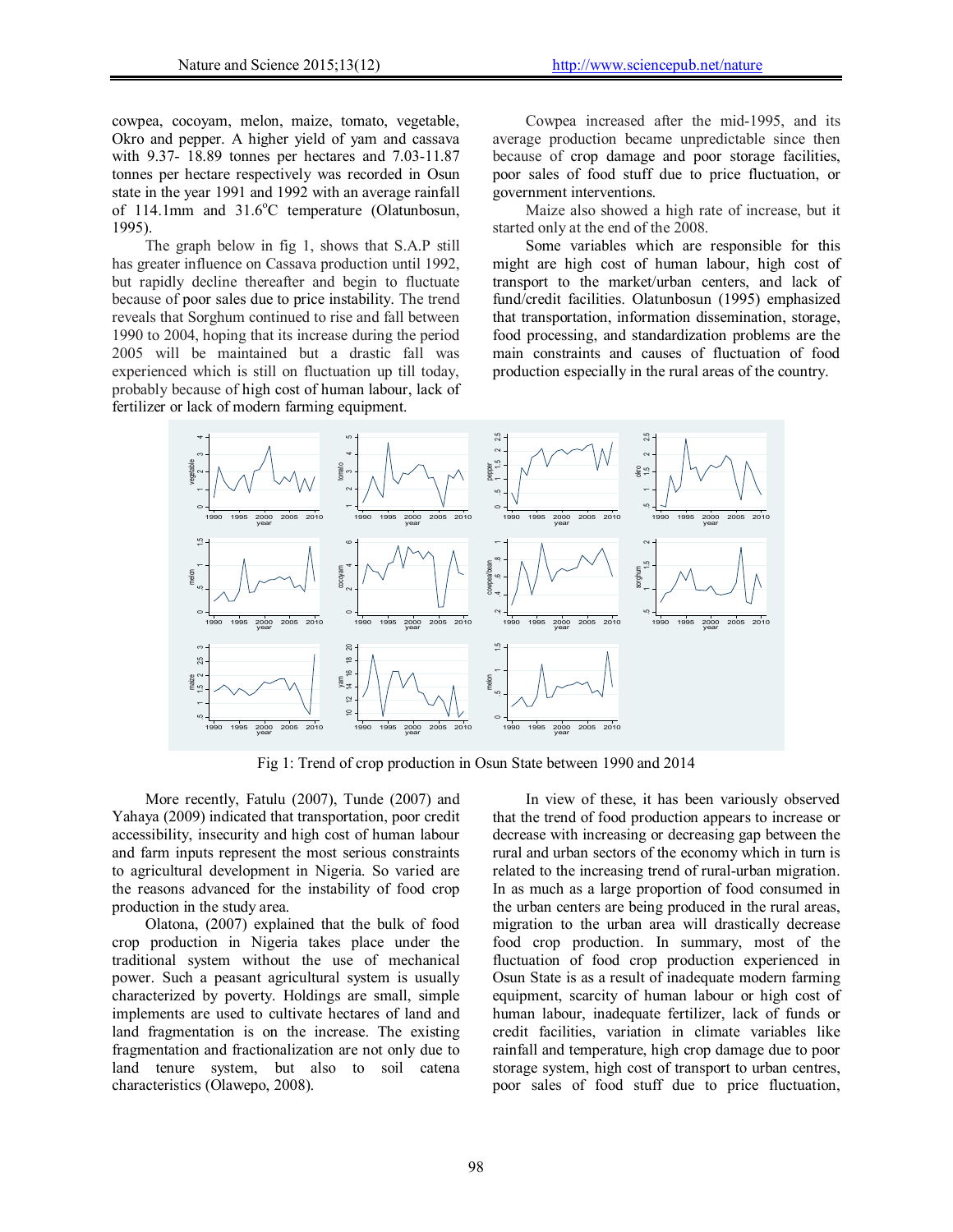cowpea, cocoyam, melon, maize, tomato, vegetable, Okro and pepper. A higher yield of yam and cassava with 9.37- 18.89 tonnes per hectares and 7.03-11.87 tonnes per hectare respectively was recorded in Osun state in the year 1991 and 1992 with an average rainfall of 114.1mm and 31.6°C temperature (Olatunbosun, 1995).

The graph below in fig 1, shows that S.A.P still has greater influence on Cassava production until 1992, but rapidly decline thereafter and begin to fluctuate because of poor sales due to price instability. The trend reveals that Sorghum continued to rise and fall between 1990 to 2004, hoping that its increase during the period 2005 will be maintained but a drastic fall was experienced which is still on fluctuation up till today, probably because of high cost of human labour, lack of fertilizer or lack of modern farming equipment.

Cowpea increased after the mid-1995, and its average production became unpredictable since then because of crop damage and poor storage facilities, poor sales of food stuff due to price fluctuation, or government interventions.

Maize also showed a high rate of increase, but it started only at the end of the 2008.

Some variables which are responsible for this might are high cost of human labour, high cost of transport to the market/urban centers, and lack of fund/credit facilities. Olatunbosun (1995) emphasized that transportation, information dissemination, storage, food processing, and standardization problems are the main constraints and causes of fluctuation of food production especially in the rural areas of the country.

Fig 1: Trend of crop production in Osun State between 1990 and 2014

More recently, Fatulu (2007), Tunde (2007) and Yahaya (2009) indicated that transportation, poor credit accessibility, insecurity and high cost of human labour and farm inputs represent the most serious constraints to agricultural development in Nigeria. So varied are the reasons advanced for the instability of food crop production in the study area.

Olatona, (2007) explained that the bulk of food crop production in Nigeria takes place under the traditional system without the use of mechanical power. Such a peasant agricultural system is usually characterized by poverty. Holdings are small, simple implements are used to cultivate hectares of land and land fragmentation is on the increase. The existing fragmentation and fractionalization are not only due to land tenure system, but also to soil catena characteristics (Olawepo, 2008).

In view of these, it has been variously observed that the trend of food production appears to increase or decrease with increasing or decreasing gap between the rural and urban sectors of the economy which in turn is related to the increasing trend of rural-urban migration. In as much as a large proportion of food consumed in the urban centers are being produced in the rural areas, migration to the urban area will drastically decrease food crop production. In summary, most of the fluctuation of food crop production experienced in Osun State is as a result of inadequate modern farming equipment, scarcity of human labour or high cost of human labour, inadequate fertilizer, lack of funds or credit facilities, variation in climate variables like rainfall and temperature, high crop damage due to poor storage system, high cost of transport to urban centres, poor sales of food stuff due to price fluctuation,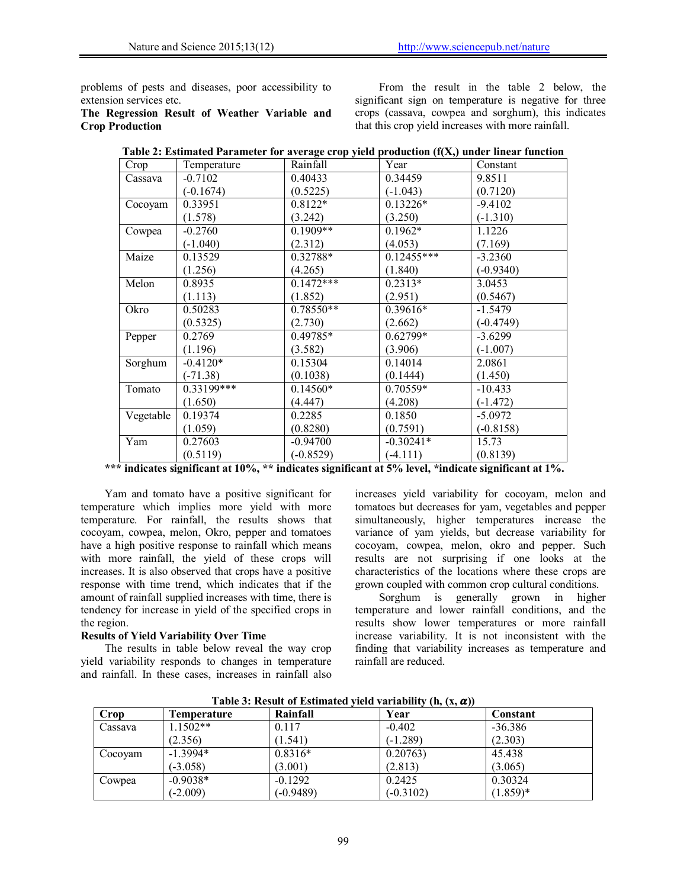problems of pests and diseases, poor accessibility to extension services etc.

**The Regression Result of Weather Variable and Crop Production**

From the result in the table 2 below, the significant sign on temperature is negative for three crops (cassava, cowpea and sorghum), this indicates that this crop yield increases with more rainfall.

**Table 2: Estimated Parameter for average crop yield production (f(X,) under linear function**

| Crop | Temperature | Rainfall | Year | Constant |
|---|---|---|---|---|
| Cassava | -0.7102<br>(-0.1674) | 0.40433<br>(0.5225) | 0.34459<br>(-1.043) | 9.8511<br>(0.7120) |
| Cocoyam | 0.33951<br>(1.578) | 0.8122*<br>(3.242) | 0.13226*<br>(3.250) | -9.4102<br>(-1.310) |
| Cowpea | -0.2760<br>(-1.040) | 0.1909**<br>(2.312) | 0.1962*<br>(4.053) | 1.1226<br>(7.169) |
| Maize | 0.13529<br>(1.256) | 0.32788*<br>(4.265) | 0.12455***<br>(1.840) | -3.2360<br>(-0.9340) |
| Melon | 0.8935<br>(1.113) | 0.1472***<br>(1.852) | 0.2313*<br>(2.951) | 3.0453<br>(0.5467) |
| Okro | 0.50283<br>(0.5325) | 0.78550**<br>(2.730) | 0.39616*<br>(2.662) | -1.5479<br>(-0.4749) |
| Pepper | 0.2769<br>(1.196) | 0.49785*<br>(3.582) | 0.62799*<br>(3.906) | -3.6299<br>(-1.007) |
| Sorghum | -0.4120*<br>(-71.38) | 0.15304<br>(0.1038) | 0.14014<br>(0.1444) | 2.0861<br>(1.450) |
| Tomato | 0.33199***<br>(1.650) | 0.14560*<br>(4.447) | 0.70559*<br>(4.208) | -10.433<br>(-1.472) |
| Vegetable | 0.19374<br>(1.059) | 0.2285<br>(0.8280) | 0.1850<br>(0.7591) | -5.0972<br>(-0.8158) |
| Yam | 0.27603<br>(0.5119) | -0.94700<br>(-0.8529) | -0.30241*<br>(-4.111) | 15.73<br>(0.8139) |

**\*\*\* indicates significant at 10%, \*\* indicates significant at 5% level, \*indicate significant at 1%.**

Yam and tomato have a positive significant for temperature which implies more yield with more temperature. For rainfall, the results shows that cocoyam, cowpea, melon, Okro, pepper and tomatoes have a high positive response to rainfall which means with more rainfall, the yield of these crops will increases. It is also observed that crops have a positive response with time trend, which indicates that if the amount of rainfall supplied increases with time, there is tendency for increase in yield of the specified crops in the region.

**Results of Yield Variability Over Time**

The results in table below reveal the way crop yield variability responds to changes in temperature and rainfall. In these cases, increases in rainfall also increases yield variability for cocoyam, melon and tomatoes but decreases for yam, vegetables and pepper simultaneously, higher temperatures increase the variance of yam yields, but decrease variability for cocoyam, cowpea, melon, okro and pepper. Such results are not surprising if one looks at the characteristics of the locations where these crops are grown coupled with common crop cultural conditions.

Sorghum is generally grown in higher temperature and lower rainfall conditions, and the results show lower temperatures or more rainfall increase variability. It is not inconsistent with the finding that variability increases as temperature and rainfall are reduced.

**Table 3: Result of Estimated yield variability (h, (x, $\alpha$))**

| Crop | Temperature | Rainfall | Year | Constant |
|---|---|---|---|---|
| Cassava | 1.1502**<br>(2.356) | 0.117<br>(1.541) | -0.402<br>(-1.289) | -36.386<br>(2.303) |
| Cocoyam | -1.3994*<br>(-3.058) | 0.8316*<br>(3.001) | 0.20763)<br>(2.813) | 45.438<br>(3.065) |
| Cowpea | -0.9038*<br>(-2.009) | -0.1292<br>(-0.9489) | 0.2425<br>(-0.3102) | 0.30324<br>(1.859)* |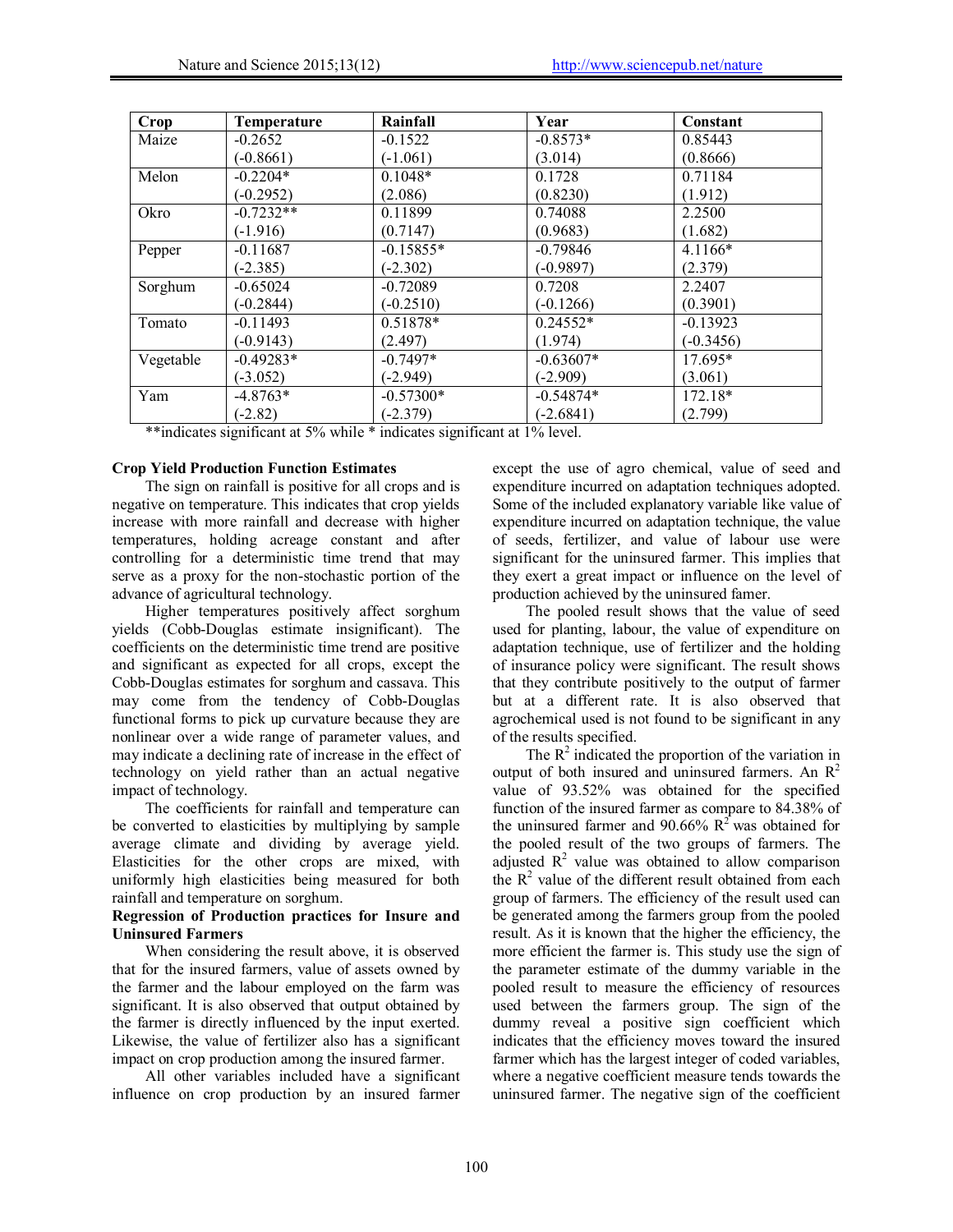| Crop | Temperature | Rainfall | Year | Constant |
|---|---|---|---|---|
| Maize | -0.2652 | -0.1522 | -0.8573* | 0.85443 |
| | (-0.8661) | (-1.061) | (3.014) | (0.8666) |
| Melon | -0.2204* | 0.1048* | 0.1728 | 0.71184 |
| | (-0.2952) | (2.086) | (0.8230) | (1.912) |
| Okro | -0.7232** | 0.11899 | 0.74088 | 2.2500 |
| | (-1.916) | (0.7147) | (0.9683) | (1.682) |
| Pepper | -0.11687 | -0.15855* | -0.79846 | 4.1166* |
| | (-2.385) | (-2.302) | (-0.9897) | (2.379) |
| Sorghum | -0.65024 | -0.72089 | 0.7208 | 2.2407 |
| | (-0.2844) | (-0.2510) | (-0.1266) | (0.3901) |
| Tomato | -0.11493 | 0.51878* | 0.24552* | -0.13923 |
| | (-0.9143) | (2.497) | (1.974) | (-0.3456) |
| Vegetable | -0.49283* | -0.7497* | -0.63607* | 17.695* |
| | (-3.052) | (-2.949) | (-2.909) | (3.061) |
| Yam | -4.8763* | -0.57300* | -0.54874* | 172.18* |
| | (-2.82) | (-2.379) | (-2.6841) | (2.799) |

**indicates significant at 5% while * indicates significant at 1% level.

**Crop Yield Production Function Estimates**

The sign on rainfall is positive for all crops and is negative on temperature. This indicates that crop yields increase with more rainfall and decrease with higher temperatures, holding acreage constant and after controlling for a deterministic time trend that may serve as a proxy for the non-stochastic portion of the advance of agricultural technology.

Higher temperatures positively affect sorghum yields (Cobb-Douglas estimate insignificant). The coefficients on the deterministic time trend are positive and significant as expected for all crops, except the Cobb-Douglas estimates for sorghum and cassava. This may come from the tendency of Cobb-Douglas functional forms to pick up curvature because they are nonlinear over a wide range of parameter values, and may indicate a declining rate of increase in the effect of technology on yield rather than an actual negative impact of technology.

The coefficients for rainfall and temperature can be converted to elasticities by multiplying by sample average climate and dividing by average yield. Elasticities for the other crops are mixed, with uniformly high elasticities being measured for both rainfall and temperature on sorghum.

**Regression of Production practices for Insure and Uninsured Farmers**

When considering the result above, it is observed that for the insured farmers, value of assets owned by the farmer and the labour employed on the farm was significant. It is also observed that output obtained by the farmer is directly influenced by the input exerted. Likewise, the value of fertilizer also has a significant impact on crop production among the insured farmer.

All other variables included have a significant influence on crop production by an insured farmer except the use of agro chemical, value of seed and expenditure incurred on adaptation techniques adopted. Some of the included explanatory variable like value of expenditure incurred on adaptation technique, the value of seeds, fertilizer, and value of labour use were significant for the uninsured farmer. This implies that they exert a great impact or influence on the level of production achieved by the uninsured famer.

The pooled result shows that the value of seed used for planting, labour, the value of expenditure on adaptation technique, use of fertilizer and the holding of insurance policy were significant. The result shows that they contribute positively to the output of farmer but at a different rate. It is also observed that agrochemical used is not found to be significant in any of the results specified.

The $R^2$ indicated the proportion of the variation in output of both insured and uninsured farmers. An $R^2$ value of 93.52% was obtained for the specified function of the insured farmer as compare to 84.38% of the uninsured farmer and 90.66% $R^2$ was obtained for the pooled result of the two groups of farmers. The adjusted $R^2$ value was obtained to allow comparison the $R^2$ value of the different result obtained from each group of farmers. The efficiency of the result used can be generated among the farmers group from the pooled result. As it is known that the higher the efficiency, the more efficient the farmer is. This study use the sign of the parameter estimate of the dummy variable in the pooled result to measure the efficiency of resources used between the farmers group. The sign of the dummy reveal a positive sign coefficient which indicates that the efficiency moves toward the insured farmer which has the largest integer of coded variables, where a negative coefficient measure tends towards the uninsured farmer. The negative sign of the coefficient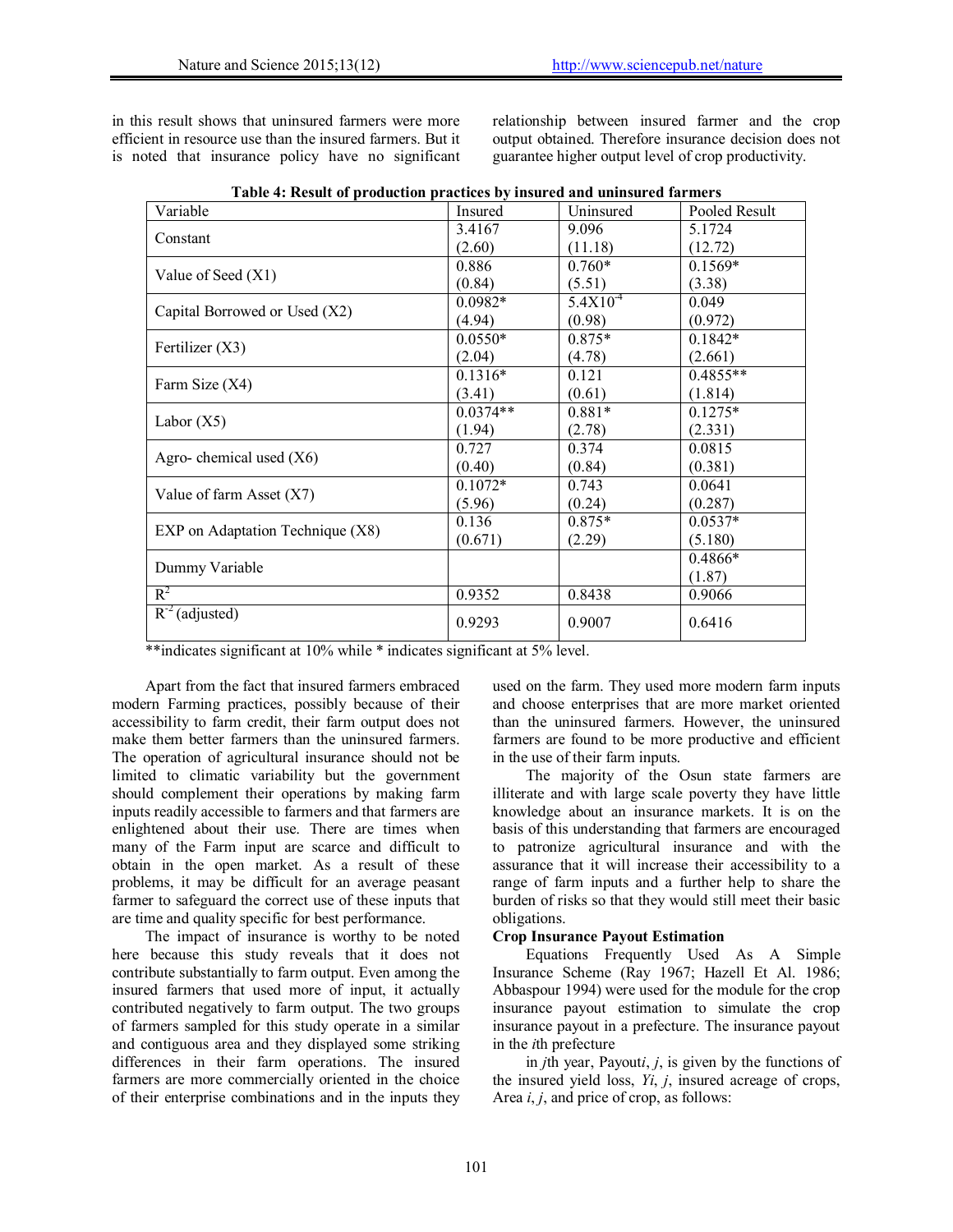in this result shows that uninsured farmers were more efficient in resource use than the insured farmers. But it is noted that insurance policy have no significant relationship between insured farmer and the crop output obtained. Therefore insurance decision does not guarantee higher output level of crop productivity.

**Table 4: Result of production practices by insured and uninsured farmers**

| Variable | Insured | Uninsured | Pooled Result |
|---|---|---|---|
| Constant | 3.4167 (2.60) | 9.096 (11.18) | 5.1724 (12.72) |
| Value of Seed (X1) | 0.886 (0.84) | 0.760* (5.51) | 0.1569* (3.38) |
| Capital Borrowed or Used (X2) | 0.0982* (4.94) | $5.4X10^{-4}$ (0.98) | 0.049 (0.972) |
| Fertilizer (X3) | 0.0550* (2.04) | 0.875* (4.78) | 0.1842* (2.661) |
| Farm Size (X4) | 0.1316* (3.41) | 0.121 (0.61) | 0.4855** (1.814) |
| Labor (X5) | 0.0374** (1.94) | 0.881* (2.78) | 0.1275* (2.331) |
| Agro- chemical used (X6) | 0.727 (0.40) | 0.374 (0.84) | 0.0815 (0.381) |
| Value of farm Asset (X7) | 0.1072* (5.96) | 0.743 (0.24) | 0.0641 (0.287) |
| EXP on Adaptation Technique (X8) | 0.136 (0.671) | 0.875* (2.29) | 0.0537* (5.180) |
| Dummy Variable | | | 0.4866* (1.87) |
| $R^2$ | 0.9352 | 0.8438 | 0.9066 |
| $R^{-2}$ (adjusted) | 0.9293 | 0.9007 | 0.6416 |

**indicates significant at 10% while * indicates significant at 5% level.

Apart from the fact that insured farmers embraced modern Farming practices, possibly because of their accessibility to farm credit, their farm output does not make them better farmers than the uninsured farmers. The operation of agricultural insurance should not be limited to climatic variability but the government should complement their operations by making farm inputs readily accessible to farmers and that farmers are enlightened about their use. There are times when many of the Farm input are scarce and difficult to obtain in the open market. As a result of these problems, it may be difficult for an average peasant farmer to safeguard the correct use of these inputs that are time and quality specific for best performance.

The impact of insurance is worthy to be noted here because this study reveals that it does not contribute substantially to farm output. Even among the insured farmers that used more of input, it actually contributed negatively to farm output. The two groups of farmers sampled for this study operate in a similar and contiguous area and they displayed some striking differences in their farm operations. The insured farmers are more commercially oriented in the choice of their enterprise combinations and in the inputs they used on the farm. They used more modern farm inputs and choose enterprises that are more market oriented than the uninsured farmers. However, the uninsured farmers are found to be more productive and efficient in the use of their farm inputs.

The majority of the Osun state farmers are illiterate and with large scale poverty they have little knowledge about an insurance markets. It is on the basis of this understanding that farmers are encouraged to patronize agricultural insurance and with the assurance that it will increase their accessibility to a range of farm inputs and a further help to share the burden of risks so that they would still meet their basic obligations.

**Crop Insurance Payout Estimation**

Equations Frequently Used As A Simple Insurance Scheme (Ray 1967; Hazell Et Al. 1986; Abbaspour 1994) were used for the module for the crop insurance payout estimation to simulate the crop insurance payout in a prefecture. The insurance payout in the *i*th prefecture

in *j*th year, Payout*i*, *j*, is given by the functions of the insured yield loss, *Yi*, *j*, insured acreage of crops, Area *i*, *j*, and price of crop, as follows: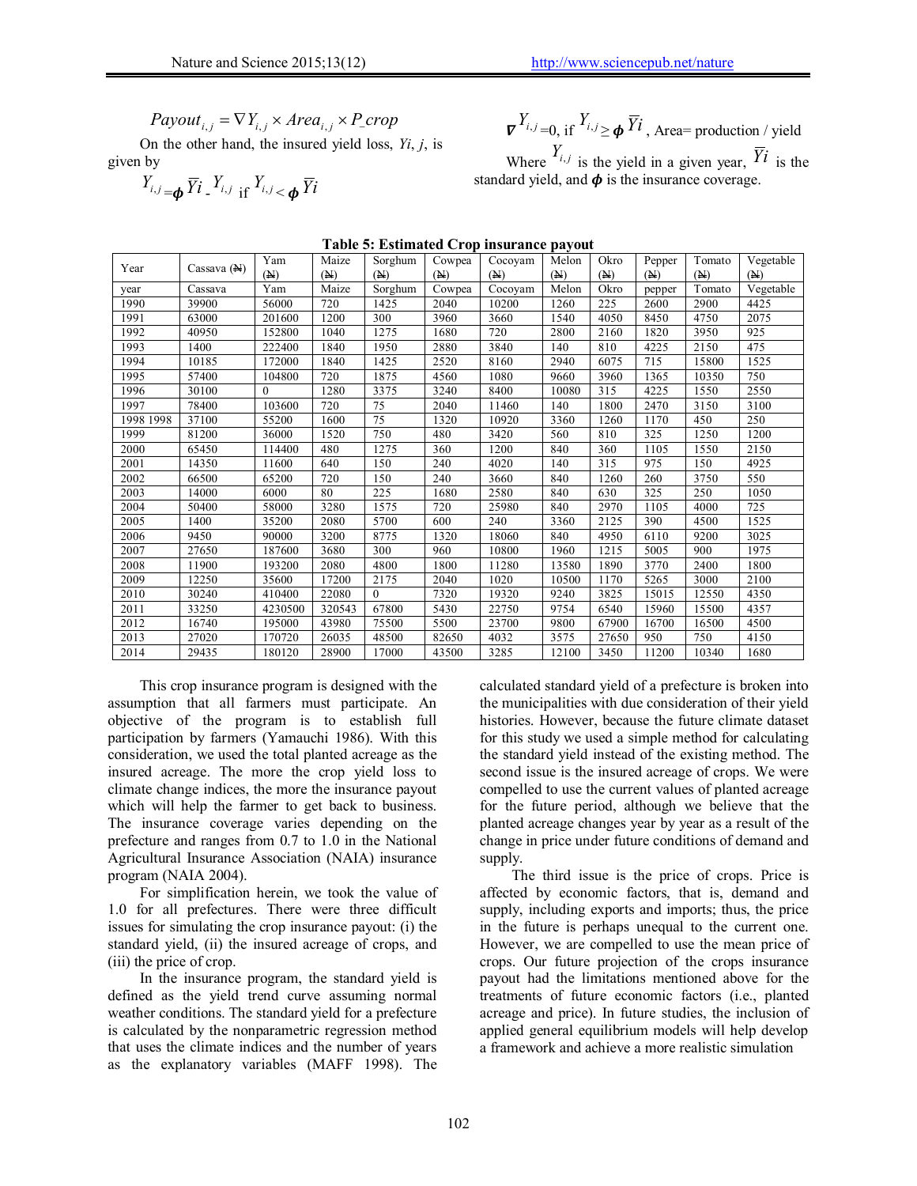$$Payout_{i,j} = \nabla Y_{i,j} \times Area_{i,j} \times P\_crop$$

On the other hand, the insured yield loss, *Yi*, *j*, is given by

$Y_{i,j} = \phi \bar{Y}i - Y_{i,j}$ if $Y_{i,j} < \phi \bar{Y}i$

$\nabla Y_{i,j} = 0$, if $Y_{i,j} \geq \phi \bar{Y}i$, Area= production / yield

Where $Y_{i,j}$ is the yield in a given year, $\bar{Y}i$ is the standard yield, and $\phi$ is the insurance coverage.

**Table 5: Estimated Crop insurance payout**

| Year | Cassava (₦) | Yam (₦) | Maize (₦) | Sorghum (₦) | Cowpea (₦) | Cocoyam (₦) | Melon (₦) | Okro (₦) | Pepper (₦) | Tomato (₦) | Vegetable (₦) |
|---|---|---|---|---|---|---|---|---|---|---|---|
| year | Cassava | Yam | Maize | Sorghum | Cowpea | Cocoyam | Melon | Okro | pepper | Tomato | Vegetable |
| 1990 | 39900 | 56000 | 720 | 1425 | 2040 | 10200 | 1260 | 225 | 2600 | 2900 | 4425 |
| 1991 | 63000 | 201600 | 1200 | 300 | 3960 | 3660 | 1540 | 4050 | 8450 | 4750 | 2075 |
| 1992 | 40950 | 152800 | 1040 | 1275 | 1680 | 720 | 2800 | 2160 | 1820 | 3950 | 925 |
| 1993 | 1400 | 222400 | 1840 | 1950 | 2880 | 3840 | 140 | 810 | 4225 | 2150 | 475 |
| 1994 | 10185 | 172000 | 1840 | 1425 | 2520 | 8160 | 2940 | 6075 | 715 | 15800 | 1525 |
| 1995 | 57400 | 104800 | 720 | 1875 | 4560 | 1080 | 9660 | 3960 | 1365 | 10350 | 750 |
| 1996 | 30100 | 0 | 1280 | 3375 | 3240 | 8400 | 10080 | 315 | 4225 | 1550 | 2550 |
| 1997 | 78400 | 103600 | 720 | 75 | 2040 | 11460 | 140 | 1800 | 2470 | 3150 | 3100 |
| 1998 1998 | 37100 | 55200 | 1600 | 75 | 1320 | 10920 | 3360 | 1260 | 1170 | 450 | 250 |
| 1999 | 81200 | 36000 | 1520 | 750 | 480 | 3420 | 560 | 810 | 325 | 1250 | 1200 |
| 2000 | 65450 | 114400 | 480 | 1275 | 360 | 1200 | 840 | 360 | 1105 | 1550 | 2150 |
| 2001 | 14350 | 11600 | 640 | 150 | 240 | 4020 | 140 | 315 | 975 | 150 | 4925 |
| 2002 | 66500 | 65200 | 720 | 150 | 240 | 3660 | 840 | 1260 | 260 | 3750 | 550 |
| 2003 | 14000 | 6000 | 80 | 225 | 1680 | 2580 | 840 | 630 | 325 | 250 | 1050 |
| 2004 | 50400 | 58000 | 3280 | 1575 | 720 | 25980 | 840 | 2970 | 1105 | 4000 | 725 |
| 2005 | 1400 | 35200 | 2080 | 5700 | 600 | 240 | 3360 | 2125 | 390 | 4500 | 1525 |
| 2006 | 9450 | 90000 | 3200 | 8775 | 1320 | 18060 | 840 | 4950 | 6110 | 9200 | 3025 |
| 2007 | 27650 | 187600 | 3680 | 300 | 960 | 10800 | 1960 | 1215 | 5005 | 900 | 1975 |
| 2008 | 11900 | 193200 | 2080 | 4800 | 1800 | 11280 | 13580 | 1890 | 3770 | 2400 | 1800 |
| 2009 | 12250 | 35600 | 17200 | 2175 | 2040 | 1020 | 10500 | 1170 | 5265 | 3000 | 2100 |
| 2010 | 30240 | 410400 | 22080 | 0 | 7320 | 19320 | 9240 | 3825 | 15015 | 12550 | 4350 |
| 2011 | 33250 | 4230500 | 320543 | 67800 | 5430 | 22750 | 9754 | 6540 | 15960 | 15500 | 4357 |
| 2012 | 16740 | 195000 | 43980 | 75500 | 5500 | 23700 | 9800 | 67900 | 16700 | 16500 | 4500 |
| 2013 | 27020 | 170720 | 26035 | 48500 | 82650 | 4032 | 3575 | 27650 | 950 | 750 | 4150 |
| 2014 | 29435 | 180120 | 28900 | 17000 | 43500 | 3285 | 12100 | 3450 | 11200 | 10340 | 1680 |

This crop insurance program is designed with the assumption that all farmers must participate. An objective of the program is to establish full participation by farmers (Yamauchi 1986). With this consideration, we used the total planted acreage as the insured acreage. The more the crop yield loss to climate change indices, the more the insurance payout which will help the farmer to get back to business. The insurance coverage varies depending on the prefecture and ranges from 0.7 to 1.0 in the National Agricultural Insurance Association (NAIA) insurance program (NAIA 2004).

For simplification herein, we took the value of 1.0 for all prefectures. There were three difficult issues for simulating the crop insurance payout: (i) the standard yield, (ii) the insured acreage of crops, and (iii) the price of crop.

In the insurance program, the standard yield is defined as the yield trend curve assuming normal weather conditions. The standard yield for a prefecture is calculated by the nonparametric regression method that uses the climate indices and the number of years as the explanatory variables (MAFF 1998). The calculated standard yield of a prefecture is broken into the municipalities with due consideration of their yield histories. However, because the future climate dataset for this study we used a simple method for calculating the standard yield instead of the existing method. The second issue is the insured acreage of crops. We were compelled to use the current values of planted acreage for the future period, although we believe that the planted acreage changes year by year as a result of the change in price under future conditions of demand and supply.

The third issue is the price of crops. Price is affected by economic factors, that is, demand and supply, including exports and imports; thus, the price in the future is perhaps unequal to the current one. However, we are compelled to use the mean price of crops. Our future projection of the crops insurance payout had the limitations mentioned above for the treatments of future economic factors (i.e., planted acreage and price). In future studies, the inclusion of applied general equilibrium models will help develop a framework and achieve a more realistic simulation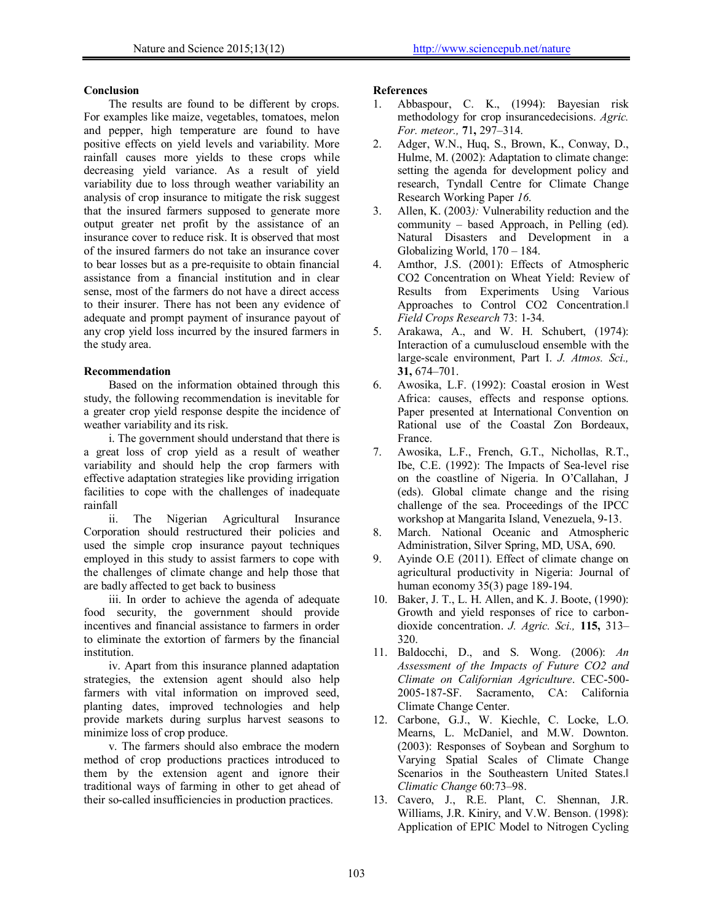## Conclusion

The results are found to be different by crops. For examples like maize, vegetables, tomatoes, melon and pepper, high temperature are found to have positive effects on yield levels and variability. More rainfall causes more yields to these crops while decreasing yield variance. As a result of yield variability due to loss through weather variability an analysis of crop insurance to mitigate the risk suggest that the insured farmers supposed to generate more output greater net profit by the assistance of an insurance cover to reduce risk. It is observed that most of the insured farmers do not take an insurance cover to bear losses but as a pre-requisite to obtain financial assistance from a financial institution and in clear sense, most of the farmers do not have a direct access to their insurer. There has not been any evidence of adequate and prompt payment of insurance payout of any crop yield loss incurred by the insured farmers in the study area.

## Recommendation

Based on the information obtained through this study, the following recommendation is inevitable for a greater crop yield response despite the incidence of weather variability and its risk.

i. The government should understand that there is a great loss of crop yield as a result of weather variability and should help the crop farmers with effective adaptation strategies like providing irrigation facilities to cope with the challenges of inadequate rainfall

ii. The Nigerian Agricultural Insurance Corporation should restructured their policies and used the simple crop insurance payout techniques employed in this study to assist farmers to cope with the challenges of climate change and help those that are badly affected to get back to business

iii. In order to achieve the agenda of adequate food security, the government should provide incentives and financial assistance to farmers in order to eliminate the extortion of farmers by the financial institution.

iv. Apart from this insurance planned adaptation strategies, the extension agent should also help farmers with vital information on improved seed, planting dates, improved technologies and help provide markets during surplus harvest seasons to minimize loss of crop produce.

v. The farmers should also embrace the modern method of crop productions practices introduced to them by the extension agent and ignore their traditional ways of farming in other to get ahead of their so-called insufficiencies in production practices.

## References

1. Abbaspour, C. K., (1994): Bayesian risk methodology for crop insurancedecisions. *Agric. For. meteor.,* **71,** 297–314.
2. Adger, W.N., Huq, S., Brown, K., Conway, D., Hulme, M. (2002): Adaptation to climate change: setting the agenda for development policy and research, Tyndall Centre for Climate Change Research Working Paper *16.*
3. Allen, K. (2003*):* Vulnerability reduction and the community – based Approach, in Pelling (ed). Natural Disasters and Development in a Globalizing World, 170 – 184.
4. Amthor, J.S. (2001): Effects of Atmospheric CO2 Concentration on Wheat Yield: Review of Results from Experiments Using Various Approaches to Control CO2 Concentration.‖ *Field Crops Research* 73: 1-34.
5. Arakawa, A., and W. H. Schubert, (1974): Interaction of a cumuluscloud ensemble with the large-scale environment, Part I. *J. Atmos. Sci.,* **31,** 674–701.
6. Awosika, L.F. (1992): Coastal erosion in West Africa: causes, effects and response options. Paper presented at International Convention on Rational use of the Coastal Zon Bordeaux, France.
7. Awosika, L.F., French, G.T., Nichollas, R.T., Ibe, C.E. (1992): The Impacts of Sea-level rise on the coastline of Nigeria. In O'Callahan, J (eds). Global climate change and the rising challenge of the sea. Proceedings of the IPCC workshop at Mangarita Island, Venezuela, 9-13.
8. March. National Oceanic and Atmospheric Administration, Silver Spring, MD, USA, 690.
9. Ayinde O.E (2011). Effect of climate change on agricultural productivity in Nigeria: Journal of human economy 35(3) page 189-194.
10. Baker, J. T., L. H. Allen, and K. J. Boote, (1990): Growth and yield responses of rice to carbon-dioxide concentration. *J. Agric. Sci.,* **115,** 313–320.
11. Baldocchi, D., and S. Wong. (2006): *An Assessment of the Impacts of Future CO2 and Climate on Californian Agriculture*. CEC-500-2005-187-SF. Sacramento, CA: California Climate Change Center.
12. Carbone, G.J., W. Kiechle, C. Locke, L.O. Mearns, L. McDaniel, and M.W. Downton. (2003): Responses of Soybean and Sorghum to Varying Spatial Scales of Climate Change Scenarios in the Southeastern United States.‖ *Climatic Change* 60:73–98.
13. Cavero, J., R.E. Plant, C. Shennan, J.R. Williams, J.R. Kiniry, and V.W. Benson. (1998): Application of EPIC Model to Nitrogen Cycling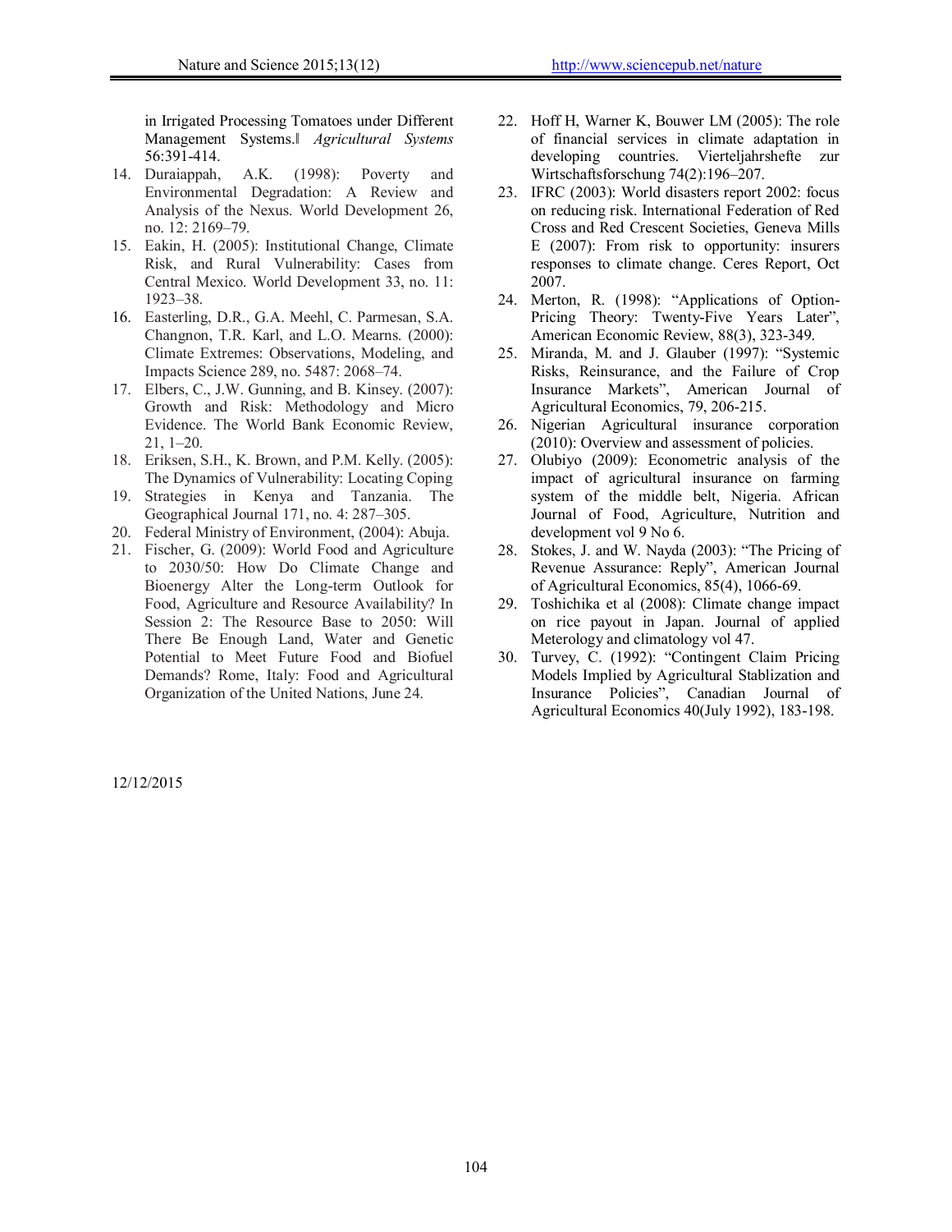in Irrigated Processing Tomatoes under Different Management Systems.‖ *Agricultural Systems* 56:391-414.

14. Duraiappah, A.K. (1998): Poverty and Environmental Degradation: A Review and Analysis of the Nexus. World Development 26, no. 12: 2169–79.
15. Eakin, H. (2005): Institutional Change, Climate Risk, and Rural Vulnerability: Cases from Central Mexico. World Development 33, no. 11: 1923–38.
16. Easterling, D.R., G.A. Meehl, C. Parmesan, S.A. Changnon, T.R. Karl, and L.O. Mearns. (2000): Climate Extremes: Observations, Modeling, and Impacts Science 289, no. 5487: 2068–74.
17. Elbers, C., J.W. Gunning, and B. Kinsey. (2007): Growth and Risk: Methodology and Micro Evidence. The World Bank Economic Review, 21, 1–20.
18. Eriksen, S.H., K. Brown, and P.M. Kelly. (2005): The Dynamics of Vulnerability: Locating Coping
19. Strategies in Kenya and Tanzania. The Geographical Journal 171, no. 4: 287–305.
20. Federal Ministry of Environment, (2004): Abuja.
21. Fischer, G. (2009): World Food and Agriculture to 2030/50: How Do Climate Change and Bioenergy Alter the Long-term Outlook for Food, Agriculture and Resource Availability? In Session 2: The Resource Base to 2050: Will There Be Enough Land, Water and Genetic Potential to Meet Future Food and Biofuel Demands? Rome, Italy: Food and Agricultural Organization of the United Nations, June 24.
22. Hoff H, Warner K, Bouwer LM (2005): The role of financial services in climate adaptation in developing countries. Vierteljahrshefte zur Wirtschaftsforschung 74(2):196–207.
23. IFRC (2003): World disasters report 2002: focus on reducing risk. International Federation of Red Cross and Red Crescent Societies, Geneva Mills E (2007): From risk to opportunity: insurers responses to climate change. Ceres Report, Oct 2007.
24. Merton, R. (1998): "Applications of Option-Pricing Theory: Twenty-Five Years Later", American Economic Review, 88(3), 323-349.
25. Miranda, M. and J. Glauber (1997): "Systemic Risks, Reinsurance, and the Failure of Crop Insurance Markets", American Journal of Agricultural Economics, 79, 206-215.
26. Nigerian Agricultural insurance corporation (2010): Overview and assessment of policies.
27. Olubiyo (2009): Econometric analysis of the impact of agricultural insurance on farming system of the middle belt, Nigeria. African Journal of Food, Agriculture, Nutrition and development vol 9 No 6.
28. Stokes, J. and W. Nayda (2003): "The Pricing of Revenue Assurance: Reply", American Journal of Agricultural Economics, 85(4), 1066-69.
29. Toshichika et al (2008): Climate change impact on rice payout in Japan. Journal of applied Meterology and climatology vol 47.
30. Turvey, C. (1992): "Contingent Claim Pricing Models Implied by Agricultural Stablization and Insurance Policies", Canadian Journal of Agricultural Economics 40(July 1992), 183-198.

12/12/2015